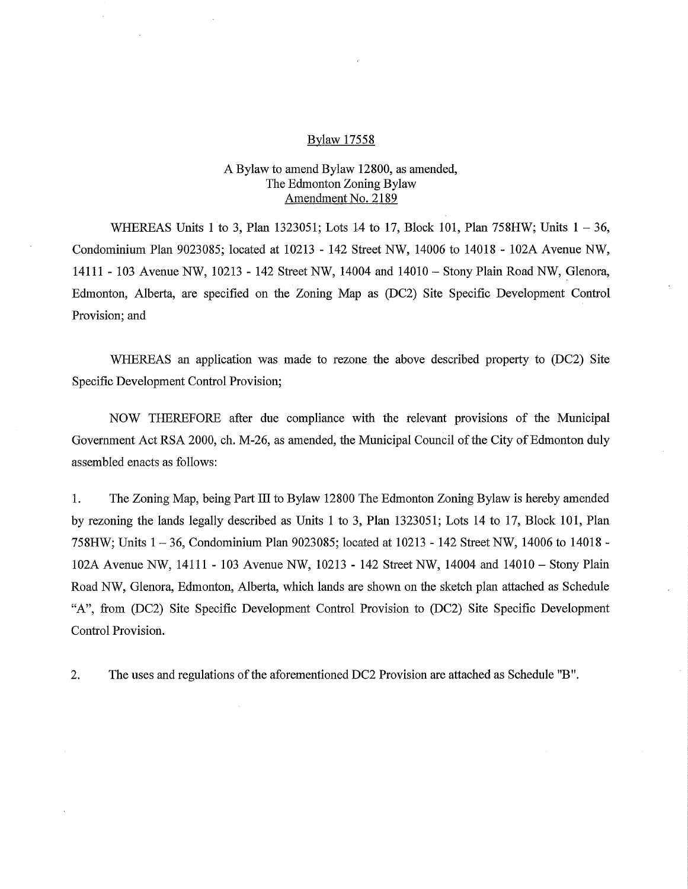# Bylaw 17558

## A Bylaw to amend Bylaw 12800, as amended, The Edmonton Zoning Bylaw Amendment No. 2189

WHEREAS Units 1 to 3, Plan 1323051; Lots 14 to 17, Block 101, Plan 758HW; Units 1 – 36, Condominium Plan 9023085; located at 10213 - 142 Street NW, 14006 to 14018 - 102A Avenue NW, 14111 - 103 Avenue NW, 10213 - 142 Street NW, 14004 and 14010 – Stony Plain Road NW, Glenora, Edmonton, Alberta, are specified on the Zoning Map as (DC2) Site Specific Development Control Provision; and

WHEREAS an application was made to rezone the above described property to (DC2) Site Specific Development Control Provision;

NOW THEREFORE after due compliance with the relevant provisions of the Municipal Government Act RSA 2000, ch. M-26, as amended, the Municipal Council of the City of Edmonton duly assembled enacts as follows:

1. The Zoning Map, being Part III to Bylaw 12800 The Edmonton Zoning Bylaw is hereby amended by rezoning the lands legally described as Units 1 to 3, Plan 1323051; Lots 14 to 17, Block 101, Plan 758HW; Units 1 – 36, Condominium Plan 9023085; located at 10213 - 142 Street NW, 14006 to 14018 - 102A Avenue NW, 14111 - 103 Avenue NW, 10213 - 142 Street NW, 14004 and 14010 – Stony Plain Road NW, Glenora, Edmonton, Alberta, which lands are shown on the sketch plan attached as Schedule "A", from (DC2) Site Specific Development Control Provision to (DC2) Site Specific Development Control Provision.

2. The uses and regulations of the aforementioned DC2 Provision are attached as Schedule "B".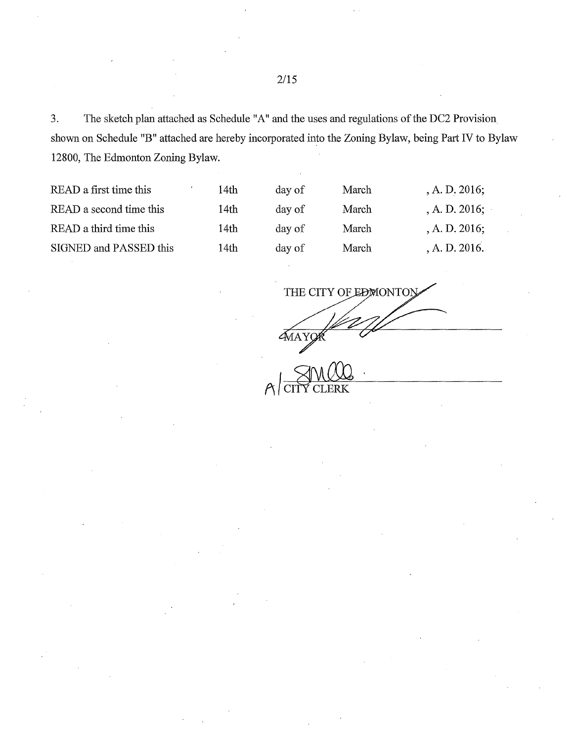3. The sketch plan attached as Schedule "A" and the uses and regulations of the DC2 Provision shown on Schedule "B" attached are hereby incorporated into the Zoning Bylaw, being Part IV to Bylaw 12800, The Edmonton Zoning Bylaw.

| | | | | |
|---|---|---|---|---|
| READ a first time this | 14th | day of | March | , A. D. 2016; |
| READ a second time this | 14th | day of | March | , A. D. 2016; |
| READ a third time this | 14th | day of | March | , A. D. 2016; |
| SIGNED and PASSED this | 14th | day of | March | , A. D. 2016. |

THE CITY OF EDMONTON

MAYOR

A/ CITY CLERK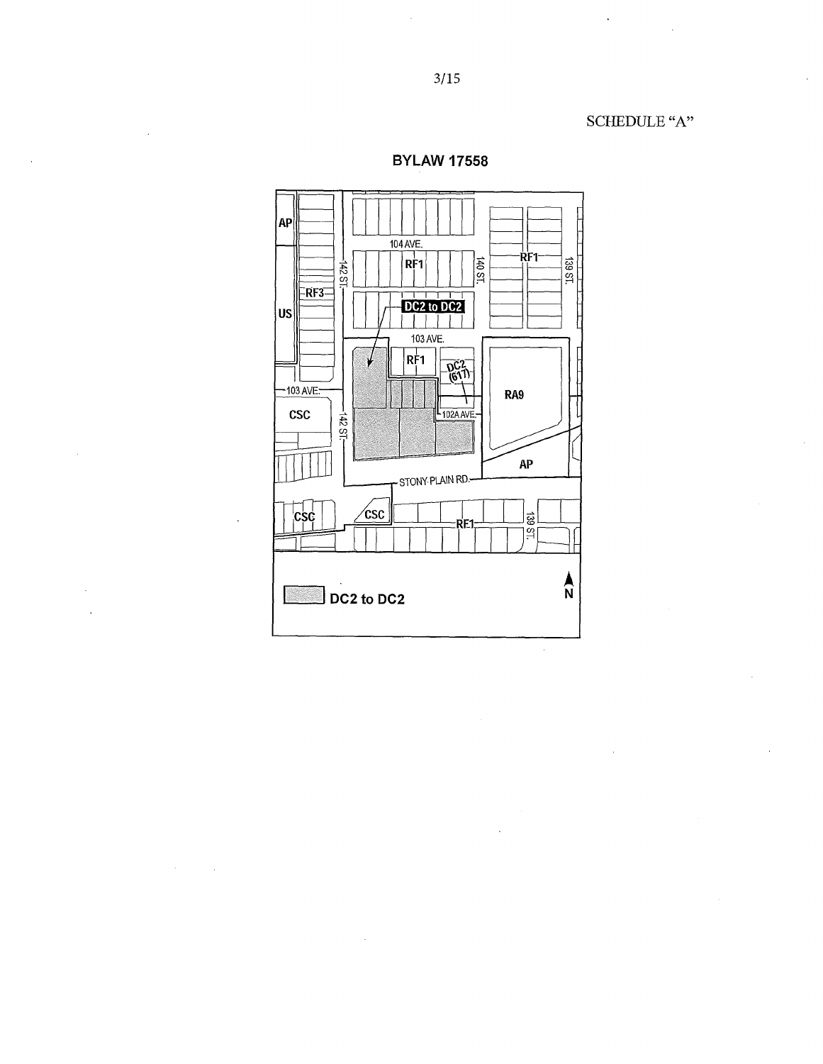SCHEDULE "A"

**BYLAW 17558**

AP

US

RF3

104 AVE.

RF1

142 ST.

140 ST.

RF1

139 ST.

DC2 to DC2

103 AVE.

RF1

DC2 (617)

103 AVE.

CSC

142 ST.

102A AVE.

RA9

AP

STONY PLAIN RD.

CSC

CSC

RF1

139 ST.

N

DC2 to DC2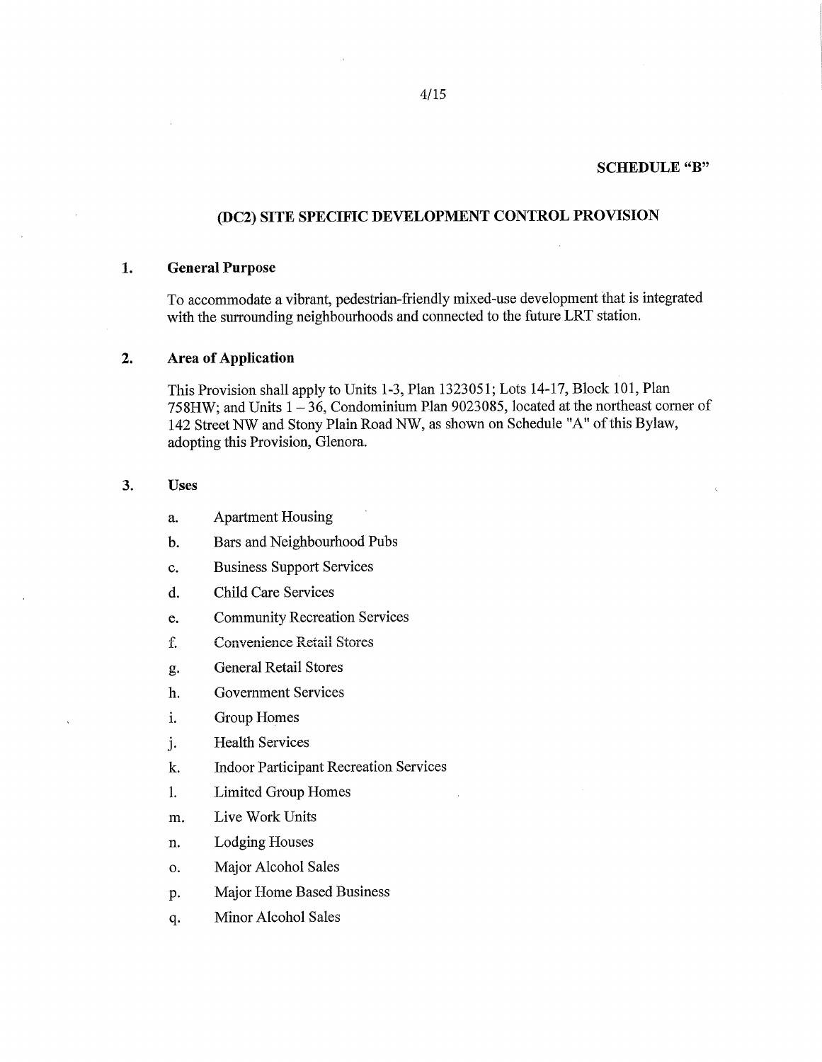**SCHEDULE "B"**

## (DC2) SITE SPECIFIC DEVELOPMENT CONTROL PROVISION

### 1. General Purpose

To accommodate a vibrant, pedestrian-friendly mixed-use development that is integrated with the surrounding neighbourhoods and connected to the future LRT station.

### 2. Area of Application

This Provision shall apply to Units 1-3, Plan 1323051; Lots 14-17, Block 101, Plan 758HW; and Units 1 – 36, Condominium Plan 9023085, located at the northeast corner of 142 Street NW and Stony Plain Road NW, as shown on Schedule "A" of this Bylaw, adopting this Provision, Glenora.

### 3. Uses

a. Apartment Housing

b. Bars and Neighbourhood Pubs

c. Business Support Services

d. Child Care Services

e. Community Recreation Services

f. Convenience Retail Stores

g. General Retail Stores

h. Government Services

i. Group Homes

j. Health Services

k. Indoor Participant Recreation Services

l. Limited Group Homes

m. Live Work Units

n. Lodging Houses

o. Major Alcohol Sales

p. Major Home Based Business

q. Minor Alcohol Sales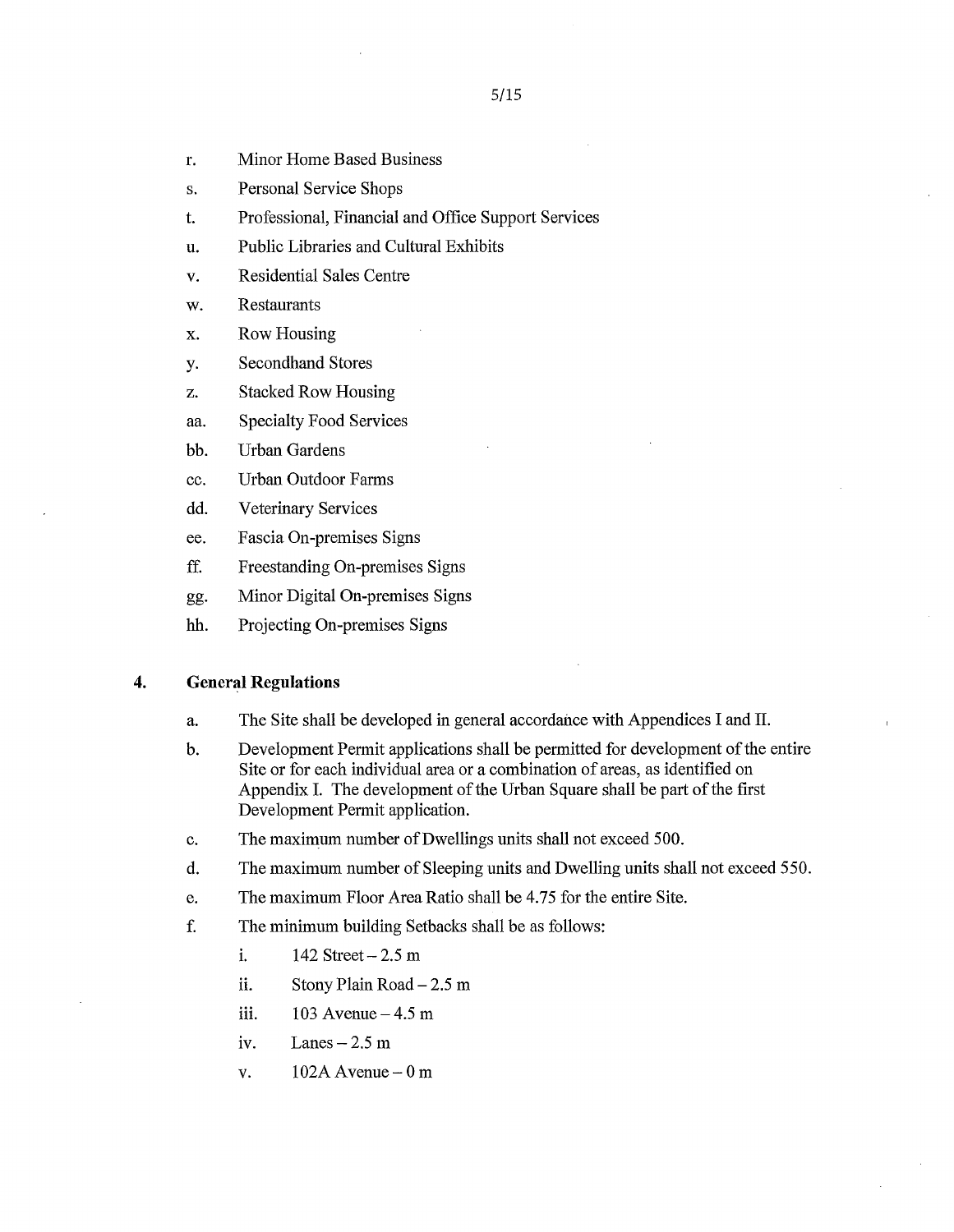r. Minor Home Based Business
s. Personal Service Shops
t. Professional, Financial and Office Support Services
u. Public Libraries and Cultural Exhibits
v. Residential Sales Centre
w. Restaurants
x. Row Housing
y. Secondhand Stores
z. Stacked Row Housing
aa. Specialty Food Services
bb. Urban Gardens
cc. Urban Outdoor Farms
dd. Veterinary Services
ee. Fascia On-premises Signs
ff. Freestanding On-premises Signs
gg. Minor Digital On-premises Signs
hh. Projecting On-premises Signs

## 4. General Regulations

a. The Site shall be developed in general accordance with Appendices I and II.

b. Development Permit applications shall be permitted for development of the entire Site or for each individual area or a combination of areas, as identified on Appendix I. The development of the Urban Square shall be part of the first Development Permit application.

c. The maximum number of Dwellings units shall not exceed 500.

d. The maximum number of Sleeping units and Dwelling units shall not exceed 550.

e. The maximum Floor Area Ratio shall be 4.75 for the entire Site.

f. The minimum building Setbacks shall be as follows:

   i. 142 Street – 2.5 m

   ii. Stony Plain Road – 2.5 m

   iii. 103 Avenue – 4.5 m

   iv. Lanes – 2.5 m

   v. 102A Avenue – 0 m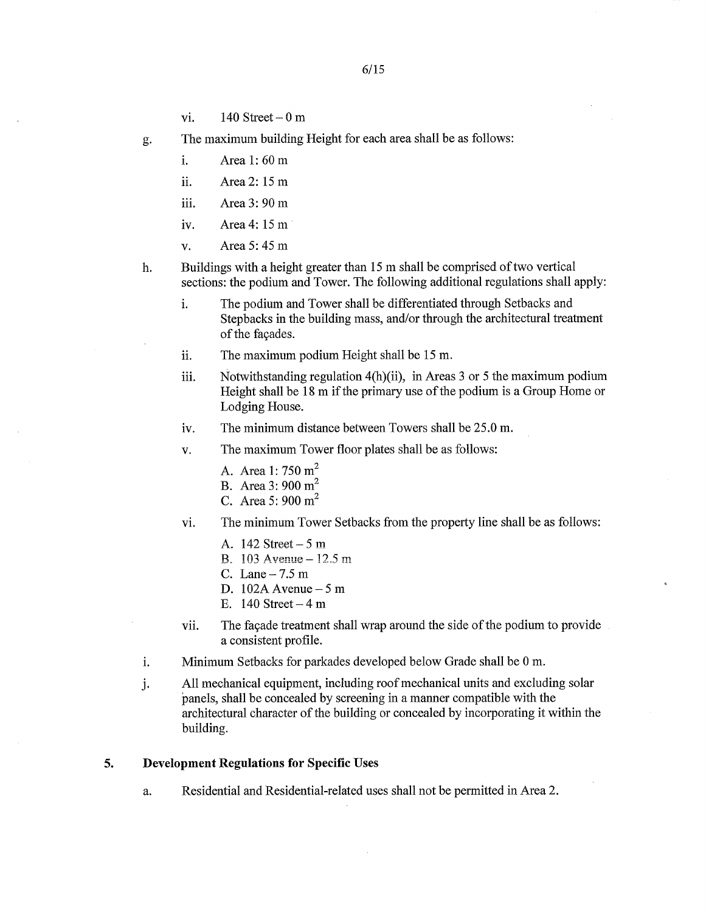vi. 140 Street – 0 m

g. The maximum building Height for each area shall be as follows:

   i. Area 1: 60 m

   ii. Area 2: 15 m

   iii. Area 3: 90 m

   iv. Area 4: 15 m

   v. Area 5: 45 m

h. Buildings with a height greater than 15 m shall be comprised of two vertical sections: the podium and Tower. The following additional regulations shall apply:

   i. The podium and Tower shall be differentiated through Setbacks and Stepbacks in the building mass, and/or through the architectural treatment of the façades.

   ii. The maximum podium Height shall be 15 m.

   iii. Notwithstanding regulation 4(h)(ii), in Areas 3 or 5 the maximum podium Height shall be 18 m if the primary use of the podium is a Group Home or Lodging House.

   iv. The minimum distance between Towers shall be 25.0 m.

   v. The maximum Tower floor plates shall be as follows:

      A. Area 1: 750 $m^2$
      B. Area 3: 900 $m^2$
      C. Area 5: 900 $m^2$

   vi. The minimum Tower Setbacks from the property line shall be as follows:

      A. 142 Street – 5 m
      B. 103 Avenue – 12.5 m
      C. Lane – 7.5 m
      D. 102A Avenue – 5 m
      E. 140 Street – 4 m

   vii. The façade treatment shall wrap around the side of the podium to provide a consistent profile.

i. Minimum Setbacks for parkades developed below Grade shall be 0 m.

j. All mechanical equipment, including roof mechanical units and excluding solar panels, shall be concealed by screening in a manner compatible with the architectural character of the building or concealed by incorporating it within the building.

## 5. Development Regulations for Specific Uses

a. Residential and Residential-related uses shall not be permitted in Area 2.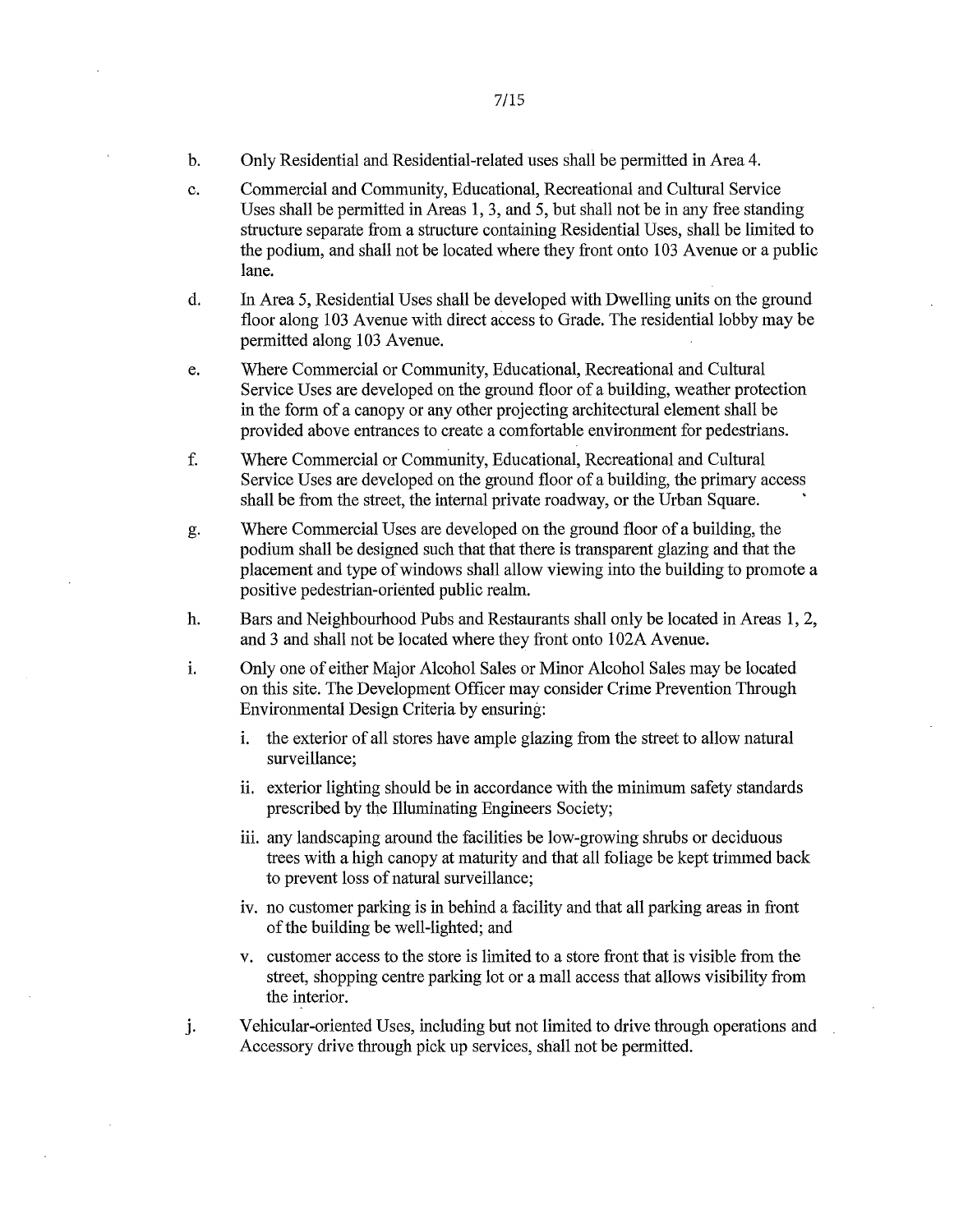b. Only Residential and Residential-related uses shall be permitted in Area 4.

c. Commercial and Community, Educational, Recreational and Cultural Service Uses shall be permitted in Areas 1, 3, and 5, but shall not be in any free standing structure separate from a structure containing Residential Uses, shall be limited to the podium, and shall not be located where they front onto 103 Avenue or a public lane.

d. In Area 5, Residential Uses shall be developed with Dwelling units on the ground floor along 103 Avenue with direct access to Grade. The residential lobby may be permitted along 103 Avenue.

e. Where Commercial or Community, Educational, Recreational and Cultural Service Uses are developed on the ground floor of a building, weather protection in the form of a canopy or any other projecting architectural element shall be provided above entrances to create a comfortable environment for pedestrians.

f. Where Commercial or Community, Educational, Recreational and Cultural Service Uses are developed on the ground floor of a building, the primary access shall be from the street, the internal private roadway, or the Urban Square.

g. Where Commercial Uses are developed on the ground floor of a building, the podium shall be designed such that that there is transparent glazing and that the placement and type of windows shall allow viewing into the building to promote a positive pedestrian-oriented public realm.

h. Bars and Neighbourhood Pubs and Restaurants shall only be located in Areas 1, 2, and 3 and shall not be located where they front onto 102A Avenue.

i. Only one of either Major Alcohol Sales or Minor Alcohol Sales may be located on this site. The Development Officer may consider Crime Prevention Through Environmental Design Criteria by ensuring:

   i. the exterior of all stores have ample glazing from the street to allow natural surveillance;

   ii. exterior lighting should be in accordance with the minimum safety standards prescribed by the Illuminating Engineers Society;

   iii. any landscaping around the facilities be low-growing shrubs or deciduous trees with a high canopy at maturity and that all foliage be kept trimmed back to prevent loss of natural surveillance;

   iv. no customer parking is in behind a facility and that all parking areas in front of the building be well-lighted; and

   v. customer access to the store is limited to a store front that is visible from the street, shopping centre parking lot or a mall access that allows visibility from the interior.

j. Vehicular-oriented Uses, including but not limited to drive through operations and Accessory drive through pick up services, shall not be permitted.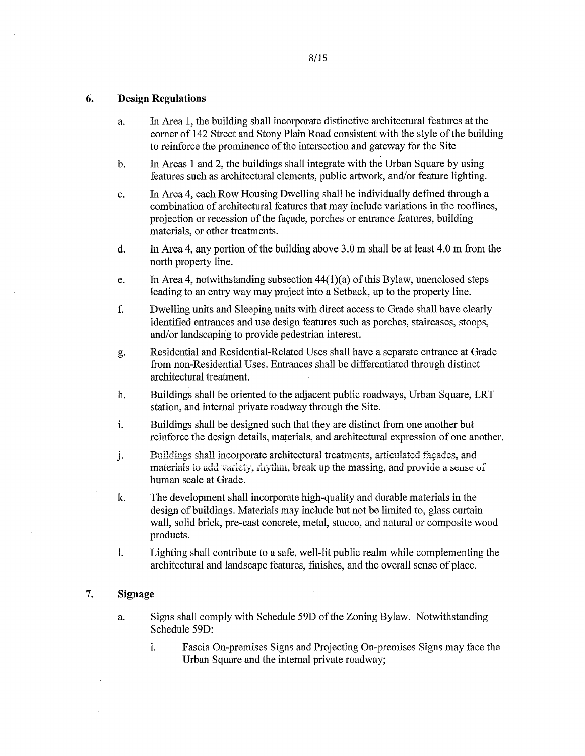## 6. Design Regulations

a. In Area 1, the building shall incorporate distinctive architectural features at the corner of 142 Street and Stony Plain Road consistent with the style of the building to reinforce the prominence of the intersection and gateway for the Site

b. In Areas 1 and 2, the buildings shall integrate with the Urban Square by using features such as architectural elements, public artwork, and/or feature lighting.

c. In Area 4, each Row Housing Dwelling shall be individually defined through a combination of architectural features that may include variations in the rooflines, projection or recession of the façade, porches or entrance features, building materials, or other treatments.

d. In Area 4, any portion of the building above 3.0 m shall be at least 4.0 m from the north property line.

e. In Area 4, notwithstanding subsection 44(1)(a) of this Bylaw, unenclosed steps leading to an entry way may project into a Setback, up to the property line.

f. Dwelling units and Sleeping units with direct access to Grade shall have clearly identified entrances and use design features such as porches, staircases, stoops, and/or landscaping to provide pedestrian interest.

g. Residential and Residential-Related Uses shall have a separate entrance at Grade from non-Residential Uses. Entrances shall be differentiated through distinct architectural treatment.

h. Buildings shall be oriented to the adjacent public roadways, Urban Square, LRT station, and internal private roadway through the Site.

i. Buildings shall be designed such that they are distinct from one another but reinforce the design details, materials, and architectural expression of one another.

j. Buildings shall incorporate architectural treatments, articulated façades, and materials to add variety, rhythm, break up the massing, and provide a sense of human scale at Grade.

k. The development shall incorporate high-quality and durable materials in the design of buildings. Materials may include but not be limited to, glass curtain wall, solid brick, pre-cast concrete, metal, stucco, and natural or composite wood products.

l. Lighting shall contribute to a safe, well-lit public realm while complementing the architectural and landscape features, finishes, and the overall sense of place.

## 7. Signage

a. Signs shall comply with Schedule 59D of the Zoning Bylaw. Notwithstanding Schedule 59D:

   i. Fascia On-premises Signs and Projecting On-premises Signs may face the Urban Square and the internal private roadway;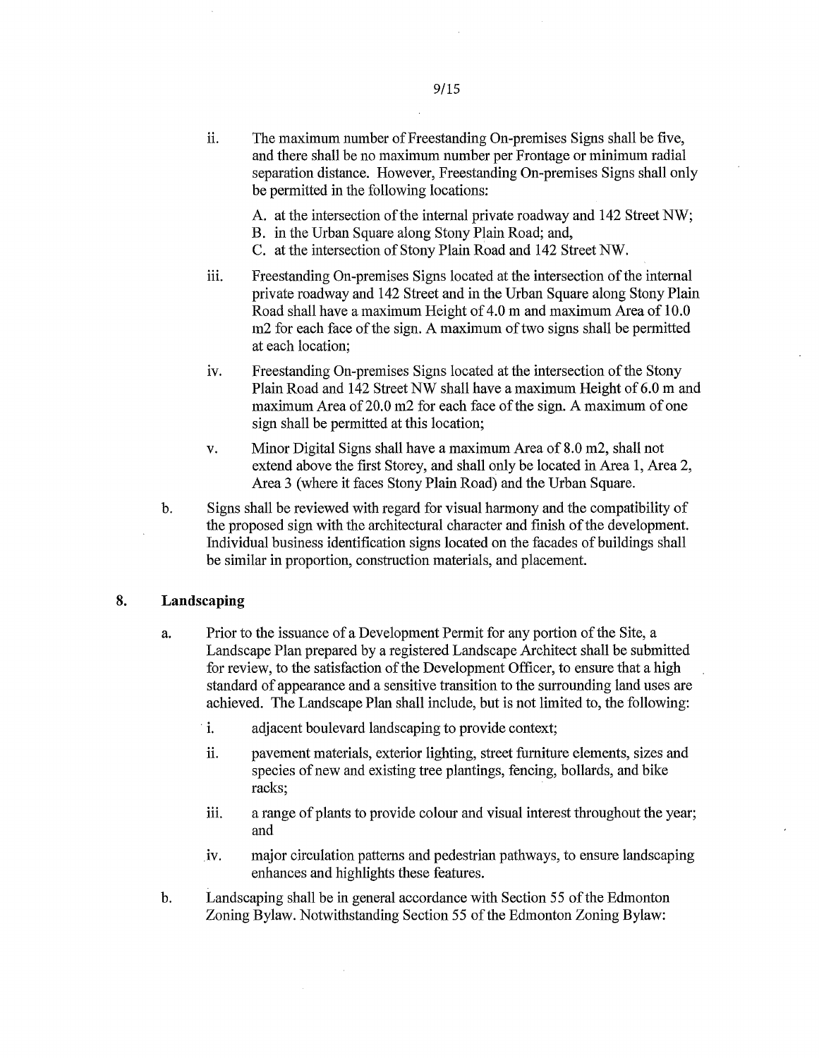ii. The maximum number of Freestanding On-premises Signs shall be five, and there shall be no maximum number per Frontage or minimum radial separation distance. However, Freestanding On-premises Signs shall only be permitted in the following locations:

   A. at the intersection of the internal private roadway and 142 Street NW;
   B. in the Urban Square along Stony Plain Road; and,
   C. at the intersection of Stony Plain Road and 142 Street NW.

iii. Freestanding On-premises Signs located at the intersection of the internal private roadway and 142 Street and in the Urban Square along Stony Plain Road shall have a maximum Height of 4.0 m and maximum Area of 10.0 m2 for each face of the sign. A maximum of two signs shall be permitted at each location;

iv. Freestanding On-premises Signs located at the intersection of the Stony Plain Road and 142 Street NW shall have a maximum Height of 6.0 m and maximum Area of 20.0 m2 for each face of the sign. A maximum of one sign shall be permitted at this location;

v. Minor Digital Signs shall have a maximum Area of 8.0 m2, shall not extend above the first Storey, and shall only be located in Area 1, Area 2, Area 3 (where it faces Stony Plain Road) and the Urban Square.

b. Signs shall be reviewed with regard for visual harmony and the compatibility of the proposed sign with the architectural character and finish of the development. Individual business identification signs located on the facades of buildings shall be similar in proportion, construction materials, and placement.

## 8. Landscaping

a. Prior to the issuance of a Development Permit for any portion of the Site, a Landscape Plan prepared by a registered Landscape Architect shall be submitted for review, to the satisfaction of the Development Officer, to ensure that a high standard of appearance and a sensitive transition to the surrounding land uses are achieved. The Landscape Plan shall include, but is not limited to, the following:

   i. adjacent boulevard landscaping to provide context;

   ii. pavement materials, exterior lighting, street furniture elements, sizes and species of new and existing tree plantings, fencing, bollards, and bike racks;

   iii. a range of plants to provide colour and visual interest throughout the year; and

   iv. major circulation patterns and pedestrian pathways, to ensure landscaping enhances and highlights these features.

b. Landscaping shall be in general accordance with Section 55 of the Edmonton Zoning Bylaw. Notwithstanding Section 55 of the Edmonton Zoning Bylaw: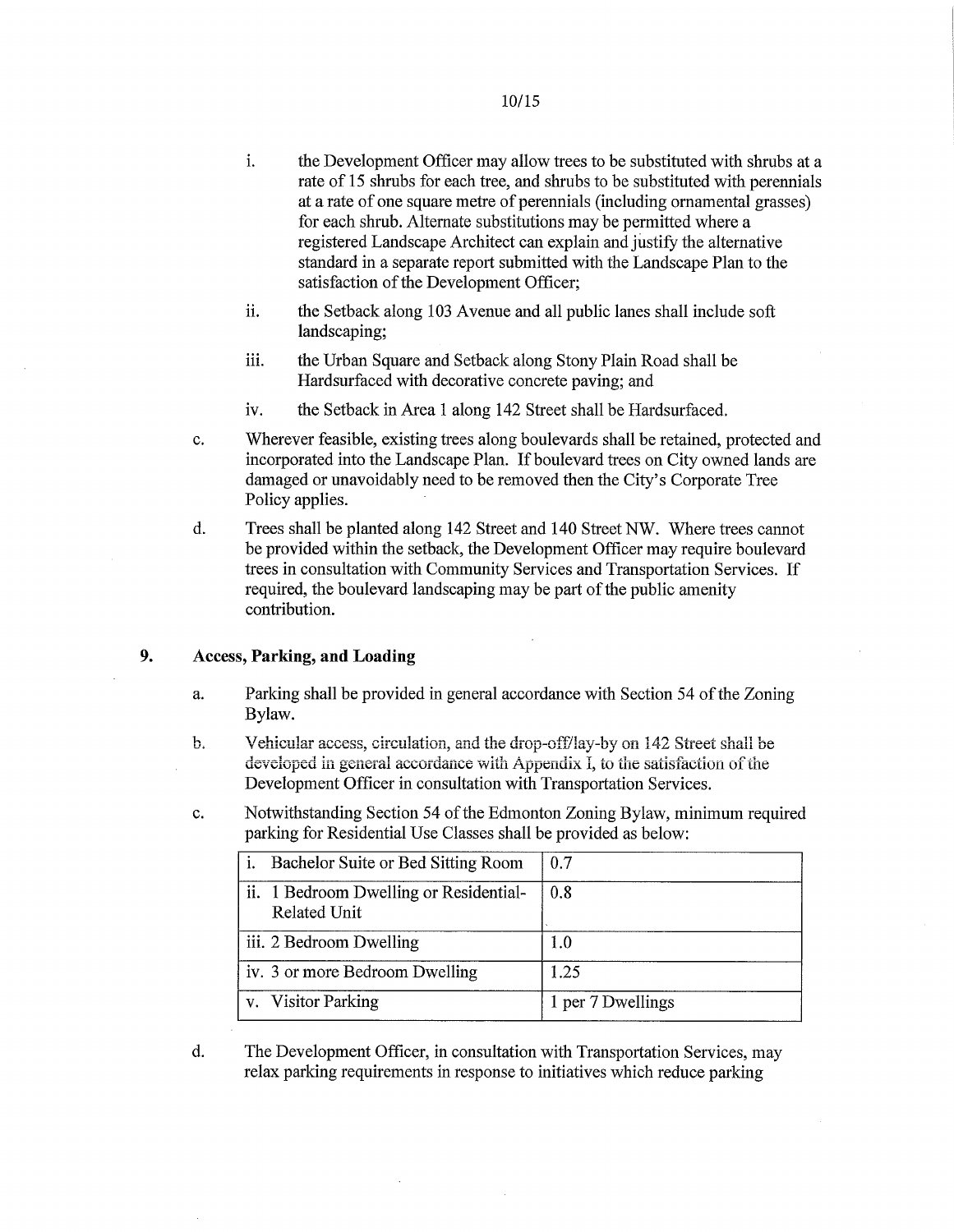i. the Development Officer may allow trees to be substituted with shrubs at a rate of 15 shrubs for each tree, and shrubs to be substituted with perennials at a rate of one square metre of perennials (including ornamental grasses) for each shrub. Alternate substitutions may be permitted where a registered Landscape Architect can explain and justify the alternative standard in a separate report submitted with the Landscape Plan to the satisfaction of the Development Officer;

ii. the Setback along 103 Avenue and all public lanes shall include soft landscaping;

iii. the Urban Square and Setback along Stony Plain Road shall be Hardsurfaced with decorative concrete paving; and

iv. the Setback in Area 1 along 142 Street shall be Hardsurfaced.

c. Wherever feasible, existing trees along boulevards shall be retained, protected and incorporated into the Landscape Plan. If boulevard trees on City owned lands are damaged or unavoidably need to be removed then the City's Corporate Tree Policy applies.

d. Trees shall be planted along 142 Street and 140 Street NW. Where trees cannot be provided within the setback, the Development Officer may require boulevard trees in consultation with Community Services and Transportation Services. If required, the boulevard landscaping may be part of the public amenity contribution.

## 9. Access, Parking, and Loading

a. Parking shall be provided in general accordance with Section 54 of the Zoning Bylaw.

b. Vehicular access, circulation, and the drop-off/lay-by on 142 Street shall be developed in general accordance with Appendix I, to the satisfaction of the Development Officer in consultation with Transportation Services.

c. Notwithstanding Section 54 of the Edmonton Zoning Bylaw, minimum required parking for Residential Use Classes shall be provided as below:

| | |
|---|---|
| i. Bachelor Suite or Bed Sitting Room | 0.7 |
| ii. 1 Bedroom Dwelling or Residential-Related Unit | 0.8 |
| iii. 2 Bedroom Dwelling | 1.0 |
| iv. 3 or more Bedroom Dwelling | 1.25 |
| v. Visitor Parking | 1 per 7 Dwellings |

d. The Development Officer, in consultation with Transportation Services, may relax parking requirements in response to initiatives which reduce parking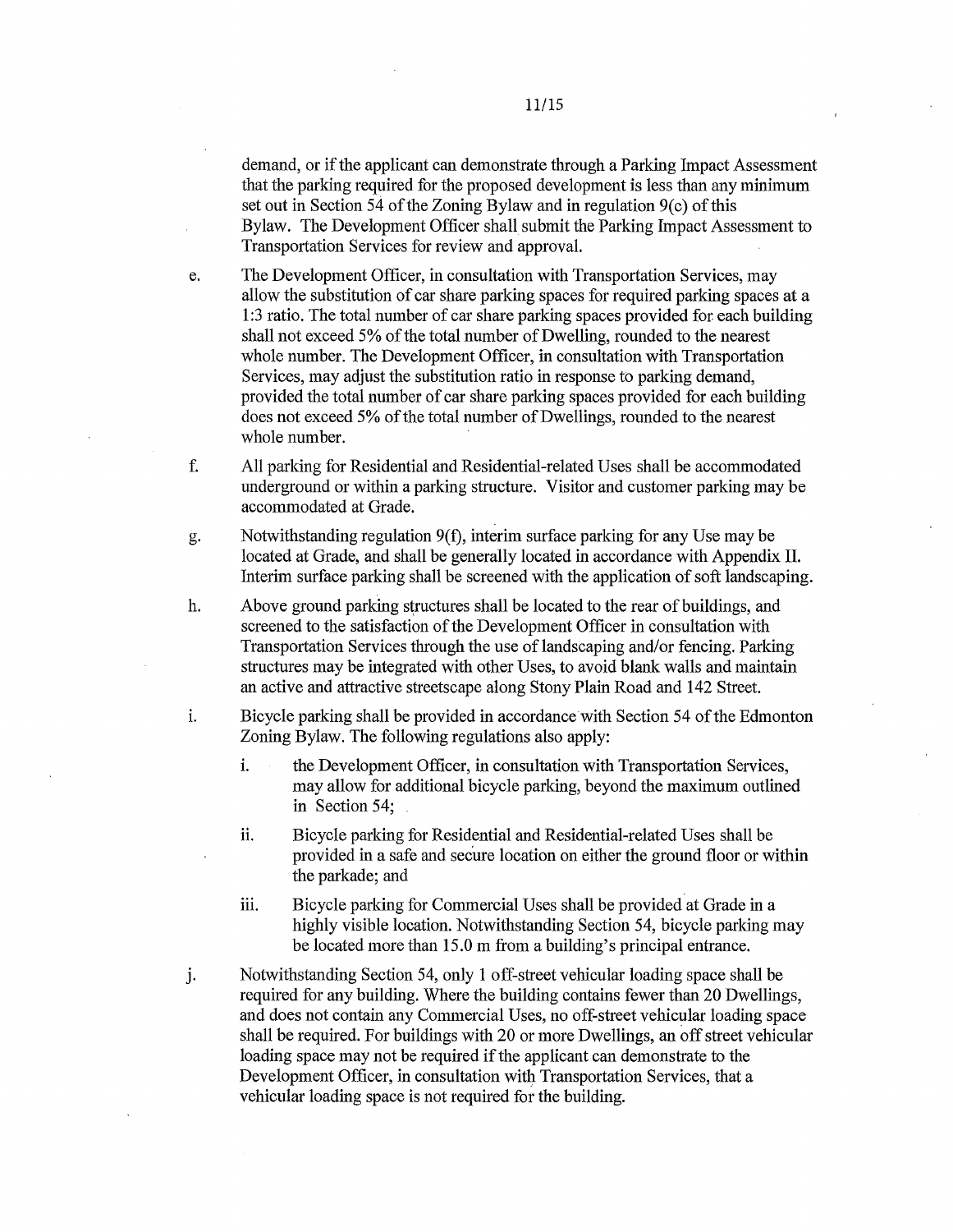demand, or if the applicant can demonstrate through a Parking Impact Assessment that the parking required for the proposed development is less than any minimum set out in Section 54 of the Zoning Bylaw and in regulation 9(c) of this Bylaw. The Development Officer shall submit the Parking Impact Assessment to Transportation Services for review and approval.

e. The Development Officer, in consultation with Transportation Services, may allow the substitution of car share parking spaces for required parking spaces at a 1:3 ratio. The total number of car share parking spaces provided for each building shall not exceed 5% of the total number of Dwelling, rounded to the nearest whole number. The Development Officer, in consultation with Transportation Services, may adjust the substitution ratio in response to parking demand, provided the total number of car share parking spaces provided for each building does not exceed 5% of the total number of Dwellings, rounded to the nearest whole number.

f. All parking for Residential and Residential-related Uses shall be accommodated underground or within a parking structure. Visitor and customer parking may be accommodated at Grade.

g. Notwithstanding regulation 9(f), interim surface parking for any Use may be located at Grade, and shall be generally located in accordance with Appendix II. Interim surface parking shall be screened with the application of soft landscaping.

h. Above ground parking structures shall be located to the rear of buildings, and screened to the satisfaction of the Development Officer in consultation with Transportation Services through the use of landscaping and/or fencing. Parking structures may be integrated with other Uses, to avoid blank walls and maintain an active and attractive streetscape along Stony Plain Road and 142 Street.

i. Bicycle parking shall be provided in accordance with Section 54 of the Edmonton Zoning Bylaw. The following regulations also apply:

   i. the Development Officer, in consultation with Transportation Services, may allow for additional bicycle parking, beyond the maximum outlined in Section 54;

   ii. Bicycle parking for Residential and Residential-related Uses shall be provided in a safe and secure location on either the ground floor or within the parkade; and

   iii. Bicycle parking for Commercial Uses shall be provided at Grade in a highly visible location. Notwithstanding Section 54, bicycle parking may be located more than 15.0 m from a building's principal entrance.

j. Notwithstanding Section 54, only 1 off-street vehicular loading space shall be required for any building. Where the building contains fewer than 20 Dwellings, and does not contain any Commercial Uses, no off-street vehicular loading space shall be required. For buildings with 20 or more Dwellings, an off street vehicular loading space may not be required if the applicant can demonstrate to the Development Officer, in consultation with Transportation Services, that a vehicular loading space is not required for the building.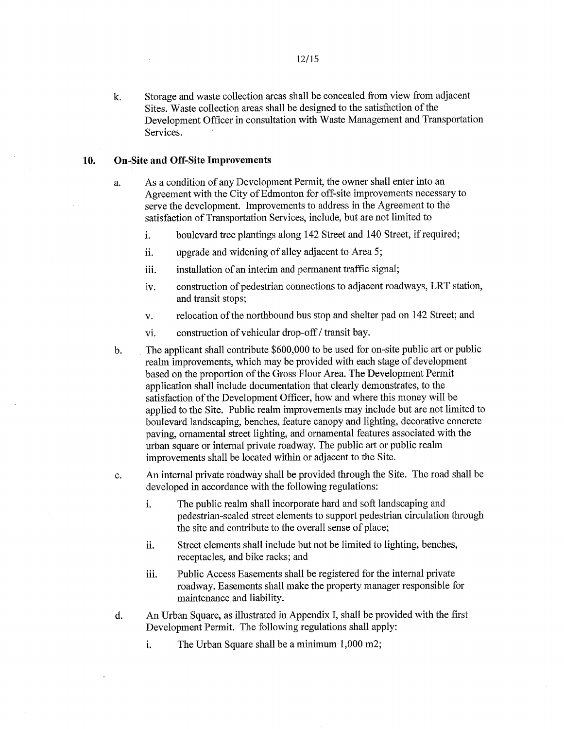k. Storage and waste collection areas shall be concealed from view from adjacent Sites. Waste collection areas shall be designed to the satisfaction of the Development Officer in consultation with Waste Management and Transportation Services.

## 10. On-Site and Off-Site Improvements

a. As a condition of any Development Permit, the owner shall enter into an Agreement with the City of Edmonton for off-site improvements necessary to serve the development. Improvements to address in the Agreement to the satisfaction of Transportation Services, include, but are not limited to

   i. boulevard tree plantings along 142 Street and 140 Street, if required;

   ii. upgrade and widening of alley adjacent to Area 5;

   iii. installation of an interim and permanent traffic signal;

   iv. construction of pedestrian connections to adjacent roadways, LRT station, and transit stops;

   v. relocation of the northbound bus stop and shelter pad on 142 Street; and

   vi. construction of vehicular drop-off / transit bay.

b. The applicant shall contribute $600,000 to be used for on-site public art or public realm improvements, which may be provided with each stage of development based on the proportion of the Gross Floor Area. The Development Permit application shall include documentation that clearly demonstrates, to the satisfaction of the Development Officer, how and where this money will be applied to the Site. Public realm improvements may include but are not limited to boulevard landscaping, benches, feature canopy and lighting, decorative concrete paving, ornamental street lighting, and ornamental features associated with the urban square or internal private roadway. The public art or public realm improvements shall be located within or adjacent to the Site.

c. An internal private roadway shall be provided through the Site. The road shall be developed in accordance with the following regulations:

   i. The public realm shall incorporate hard and soft landscaping and pedestrian-scaled street elements to support pedestrian circulation through the site and contribute to the overall sense of place;

   ii. Street elements shall include but not be limited to lighting, benches, receptacles, and bike racks; and

   iii. Public Access Easements shall be registered for the internal private roadway. Easements shall make the property manager responsible for maintenance and liability.

d. An Urban Square, as illustrated in Appendix I, shall be provided with the first Development Permit. The following regulations shall apply:

   i. The Urban Square shall be a minimum 1,000 m2;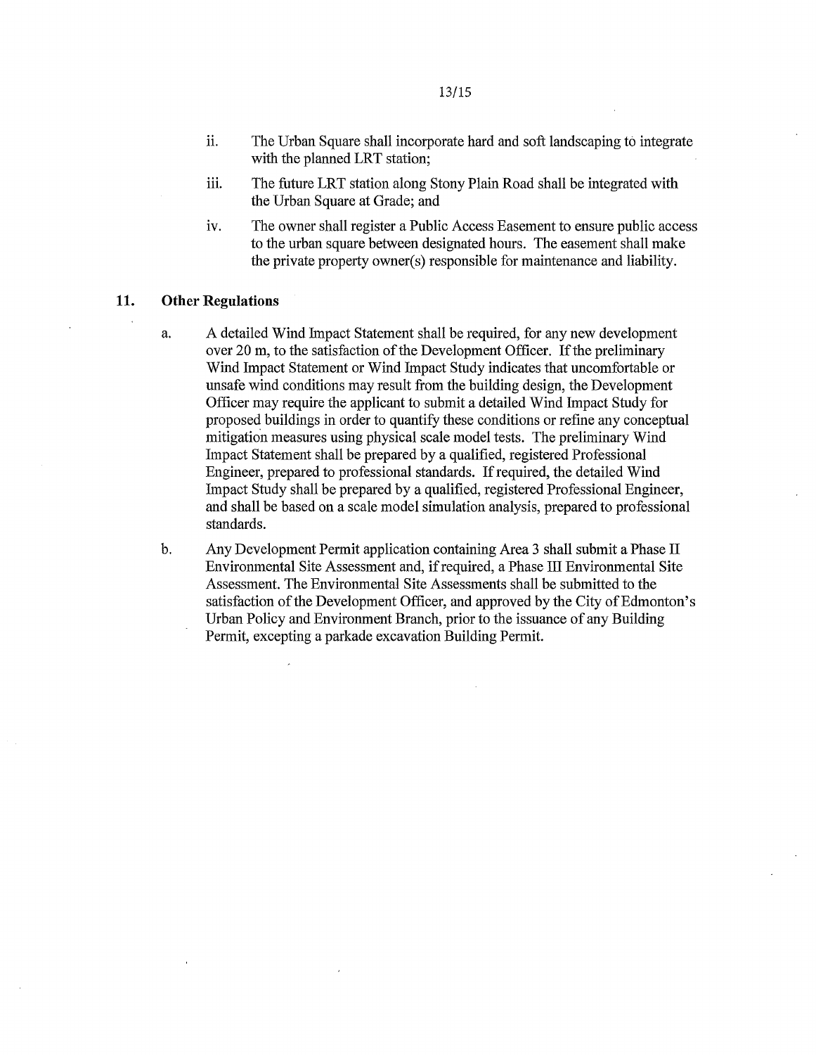ii. The Urban Square shall incorporate hard and soft landscaping to integrate with the planned LRT station;

iii. The future LRT station along Stony Plain Road shall be integrated with the Urban Square at Grade; and

iv. The owner shall register a Public Access Easement to ensure public access to the urban square between designated hours. The easement shall make the private property owner(s) responsible for maintenance and liability.

## 11. Other Regulations

a. A detailed Wind Impact Statement shall be required, for any new development over 20 m, to the satisfaction of the Development Officer. If the preliminary Wind Impact Statement or Wind Impact Study indicates that uncomfortable or unsafe wind conditions may result from the building design, the Development Officer may require the applicant to submit a detailed Wind Impact Study for proposed buildings in order to quantify these conditions or refine any conceptual mitigation measures using physical scale model tests. The preliminary Wind Impact Statement shall be prepared by a qualified, registered Professional Engineer, prepared to professional standards. If required, the detailed Wind Impact Study shall be prepared by a qualified, registered Professional Engineer, and shall be based on a scale model simulation analysis, prepared to professional standards.

b. Any Development Permit application containing Area 3 shall submit a Phase II Environmental Site Assessment and, if required, a Phase III Environmental Site Assessment. The Environmental Site Assessments shall be submitted to the satisfaction of the Development Officer, and approved by the City of Edmonton's Urban Policy and Environment Branch, prior to the issuance of any Building Permit, excepting a parkade excavation Building Permit.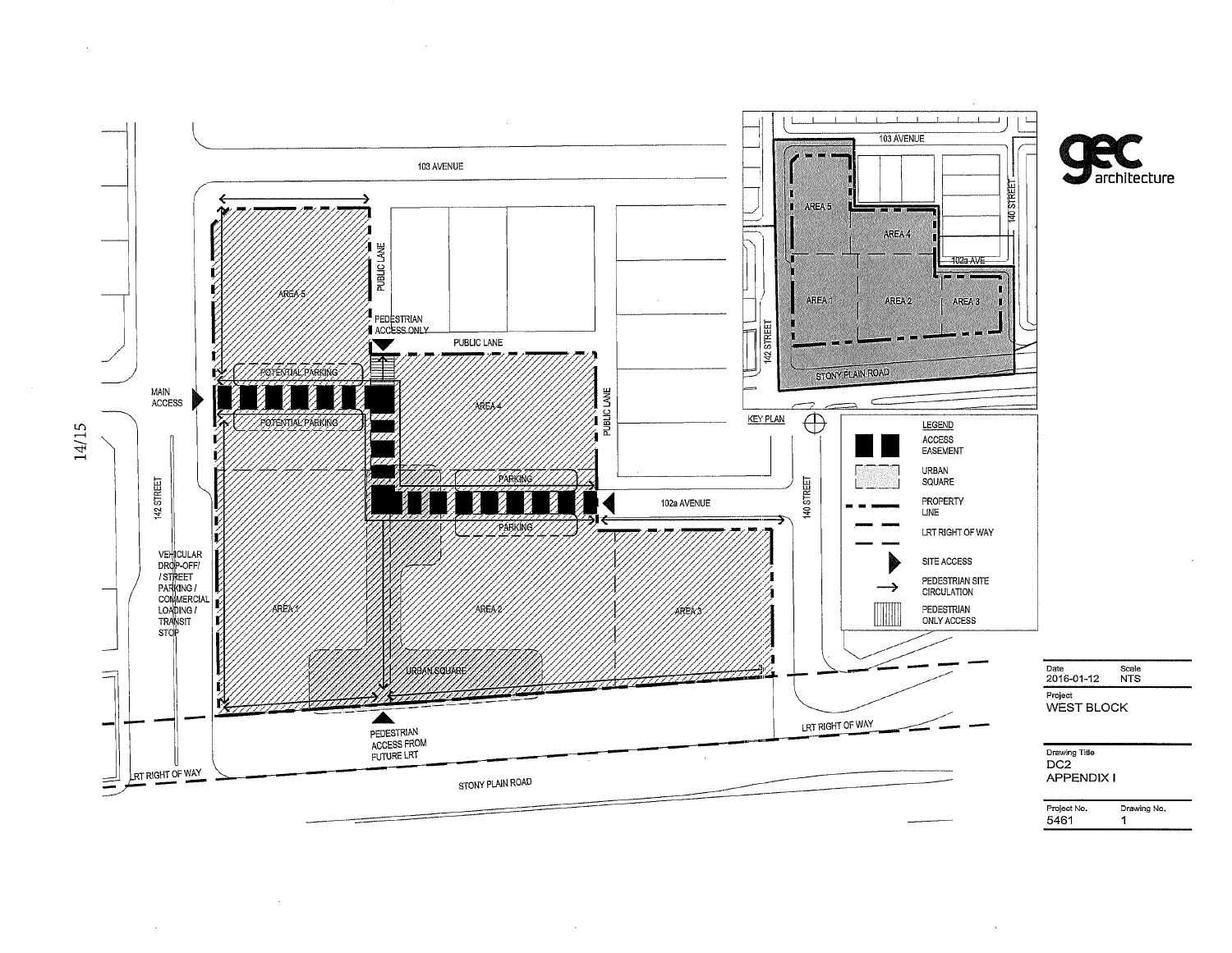103 AVENUE

PUBLIC LANE

AREA 5

PEDESTRIAN ACCESS ONLY

PUBLIC LANE

MAIN ACCESS

POTENTIAL PARKING

POTENTIAL PARKING

AREA 4

PUBLIC LANE

PARKING

102a AVENUE

PARKING

142 STREET

VEHICULAR DROP-OFF/ / STREET PARKING / COMMERCIAL LOADING / TRANSIT STOP

AREA 1

AREA 2

AREA 3

URBAN SQUARE

PEDESTRIAN ACCESS FROM FUTURE LRT

LRT RIGHT OF WAY

LRT RIGHT OF WAY

STONY PLAIN ROAD

140 STREET

KEY PLAN

103 AVENUE

AREA 5

AREA 4

102a AVE

140 STREET

142 STREET

AREA 1

AREA 2

AREA 3

STONY PLAIN ROAD

gec architecture

**LEGEND**

- ACCESS EASEMENT
- URBAN SQUARE
- PROPERTY LINE
- LRT RIGHT OF WAY
- SITE ACCESS
- PEDESTRIAN SITE CIRCULATION
- PEDESTRIAN ONLY ACCESS

| Date | Scale |
|---|---|
| 2016-01-12 | NTS |

Project
WEST BLOCK

Drawing Title
DC2
APPENDIX I

| Project No. | Drawing No. |
|---|---|
| 5461 | 1 |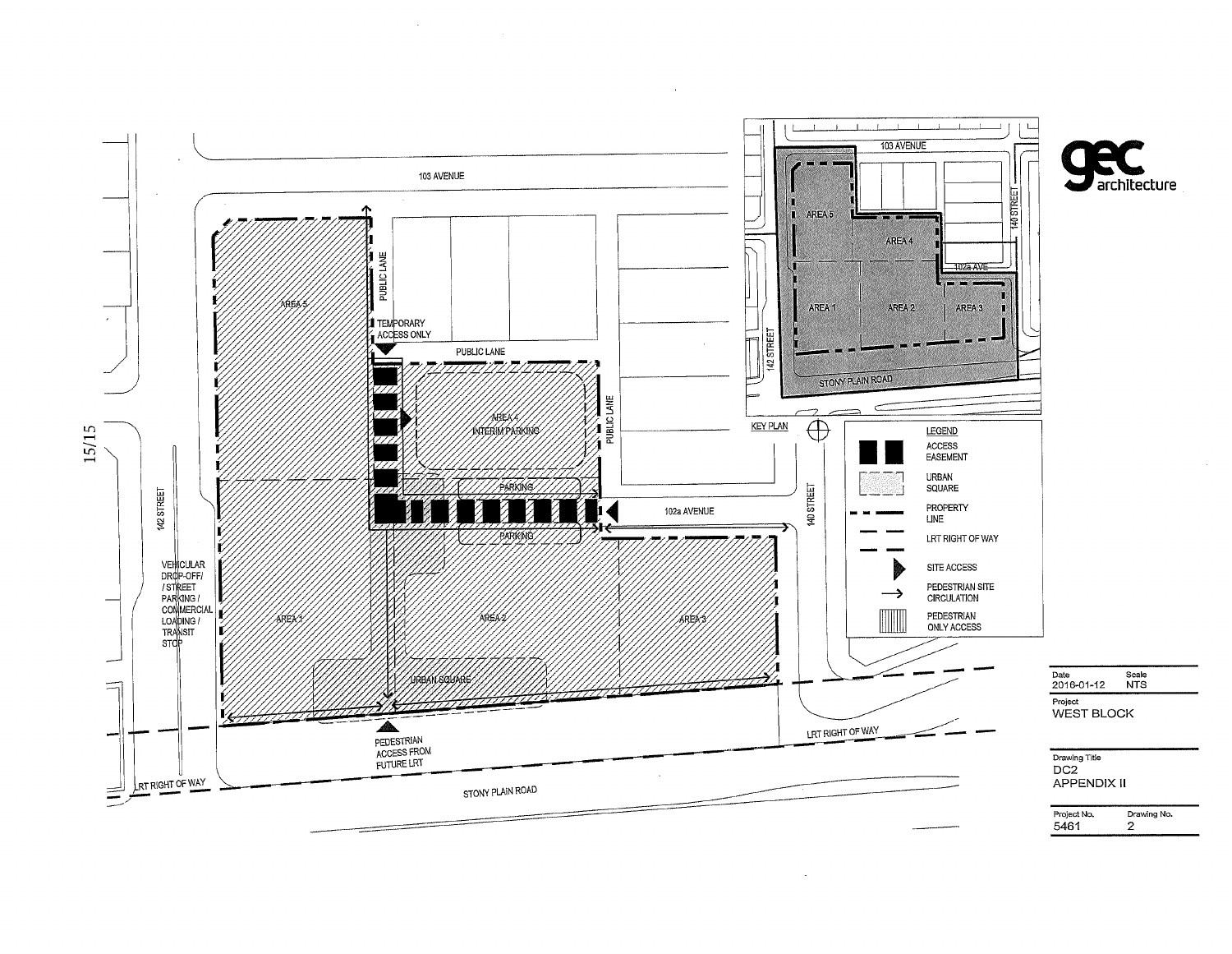103 AVENUE

PUBLIC LANE

AREA 5

TEMPORARY ACCESS ONLY

PUBLIC LANE

AREA 4
INTERIM PARKING

PUBLIC LANE

PARKING

102a AVENUE

PARKING

142 STREET

VEHICULAR DROP-OFF/ / STREET PARKING / COMMERCIAL LOADING / TRANSIT STOP

AREA 1

AREA 2

AREA 3

URBAN SQUARE

PEDESTRIAN ACCESS FROM FUTURE LRT

LRT RIGHT OF WAY

LRT RIGHT OF WAY

STONY PLAIN ROAD

140 STREET

KEY PLAN

103 AVENUE

AREA 5

AREA 4

102a AVE

140 STREET

142 STREET

AREA 1

AREA 2

AREA 3

STONY PLAIN ROAD

LEGEND

ACCESS EASEMENT

URBAN SQUARE

PROPERTY LINE

LRT RIGHT OF WAY

SITE ACCESS

PEDESTRIAN SITE CIRCULATION

PEDESTRIAN ONLY ACCESS

gec architecture

Date: 2016-01-12
Scale: NTS

Project: WEST BLOCK

Drawing Title: DC2 APPENDIX II

Project No.: 5461
Drawing No.: 2